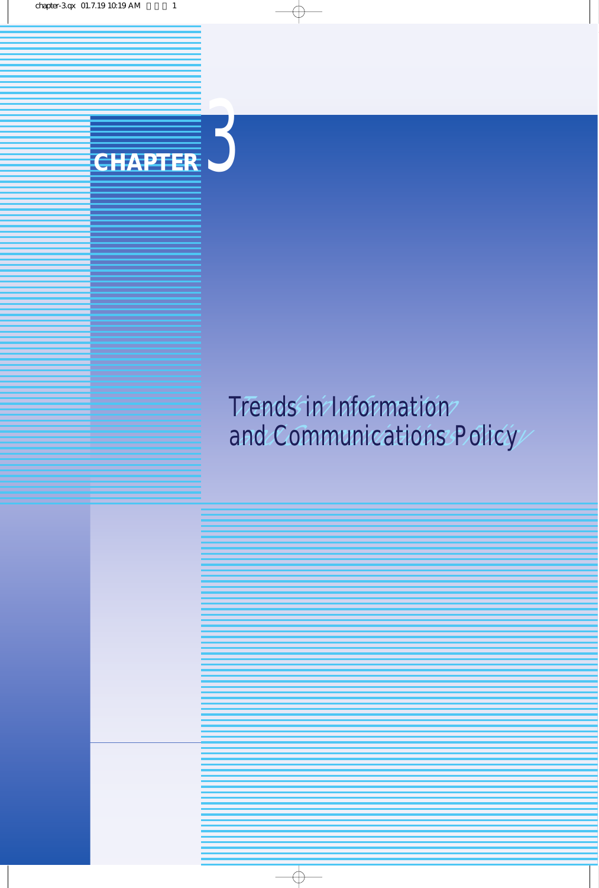# CHAPTER 3

## Trends in Information and Communications Policy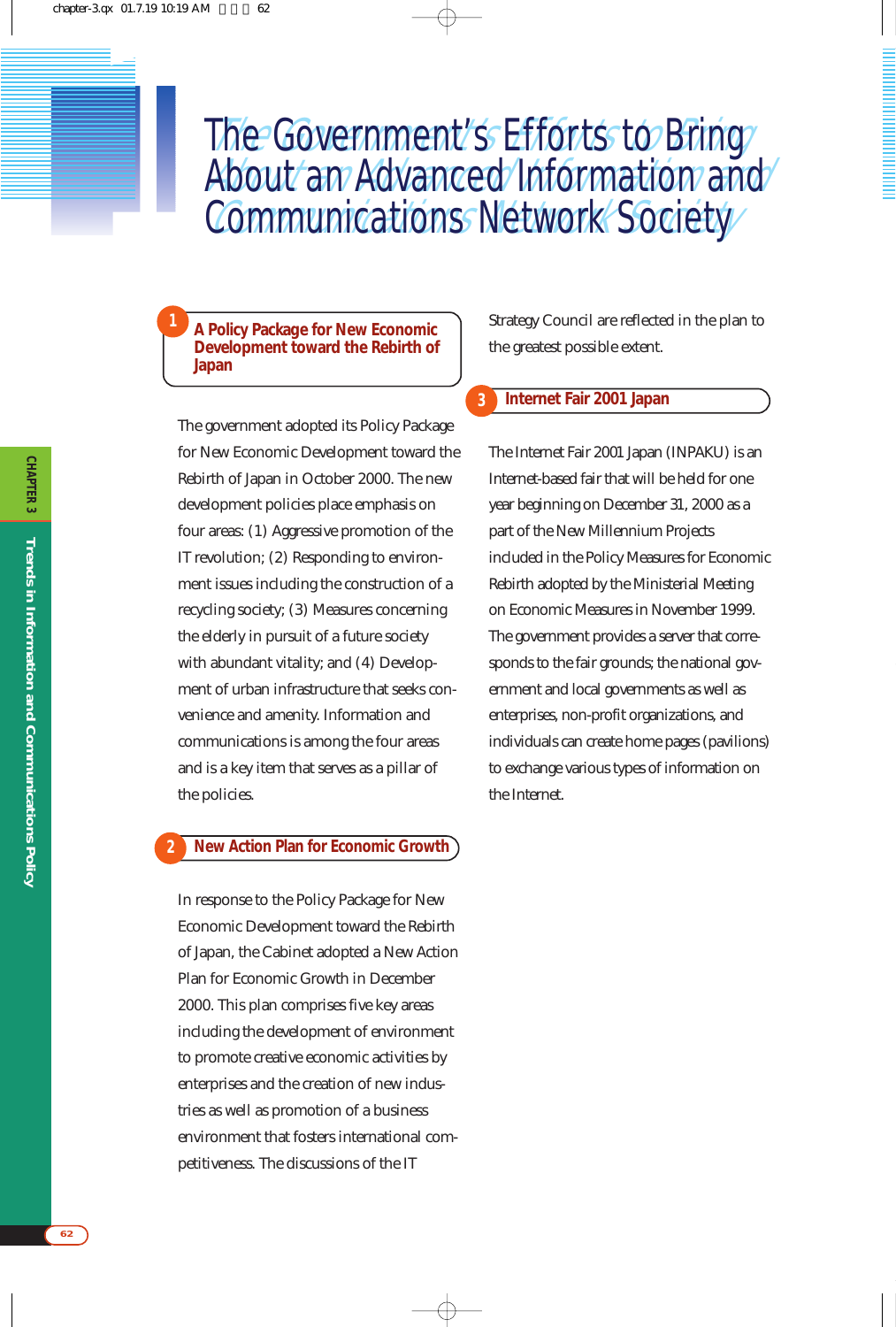# The Government's Efforts to Bring About an Advanced Information and Communications Network Society

## 1 A Policy Package for New Economic Development toward the Rebirth of Japan

The government adopted its Policy Package for New Economic Development toward the Rebirth of Japan in October 2000. The new development policies place emphasis on four areas: (1) Aggressive promotion of the IT revolution; (2) Responding to environment issues including the construction of a recycling society; (3) Measures concerning the elderly in pursuit of a future society with abundant vitality; and (4) Development of urban infrastructure that seeks convenience and amenity. Information and communications is among the four areas and is a key item that serves as a pillar of the policies.

## 2 New Action Plan for Economic Growth

In response to the Policy Package for New Economic Development toward the Rebirth of Japan, the Cabinet adopted a New Action Plan for Economic Growth in December 2000. This plan comprises five key areas including the development of environment to promote creative economic activities by enterprises and the creation of new industries as well as promotion of a business environment that fosters international competitiveness. The discussions of the IT Strategy Council are reflected in the plan to the greatest possible extent.

## 3 Internet Fair 2001 Japan

The Internet Fair 2001 Japan (INPAKU) is an Internet-based fair that will be held for one year beginning on December 31, 2000 as a part of the New Millennium Projects included in the Policy Measures for Economic Rebirth adopted by the Ministerial Meeting on Economic Measures in November 1999. The government provides a server that corresponds to the fair grounds; the national government and local governments as well as enterprises, non-profit organizations, and individuals can create home pages (pavilions) to exchange various types of information on the Internet.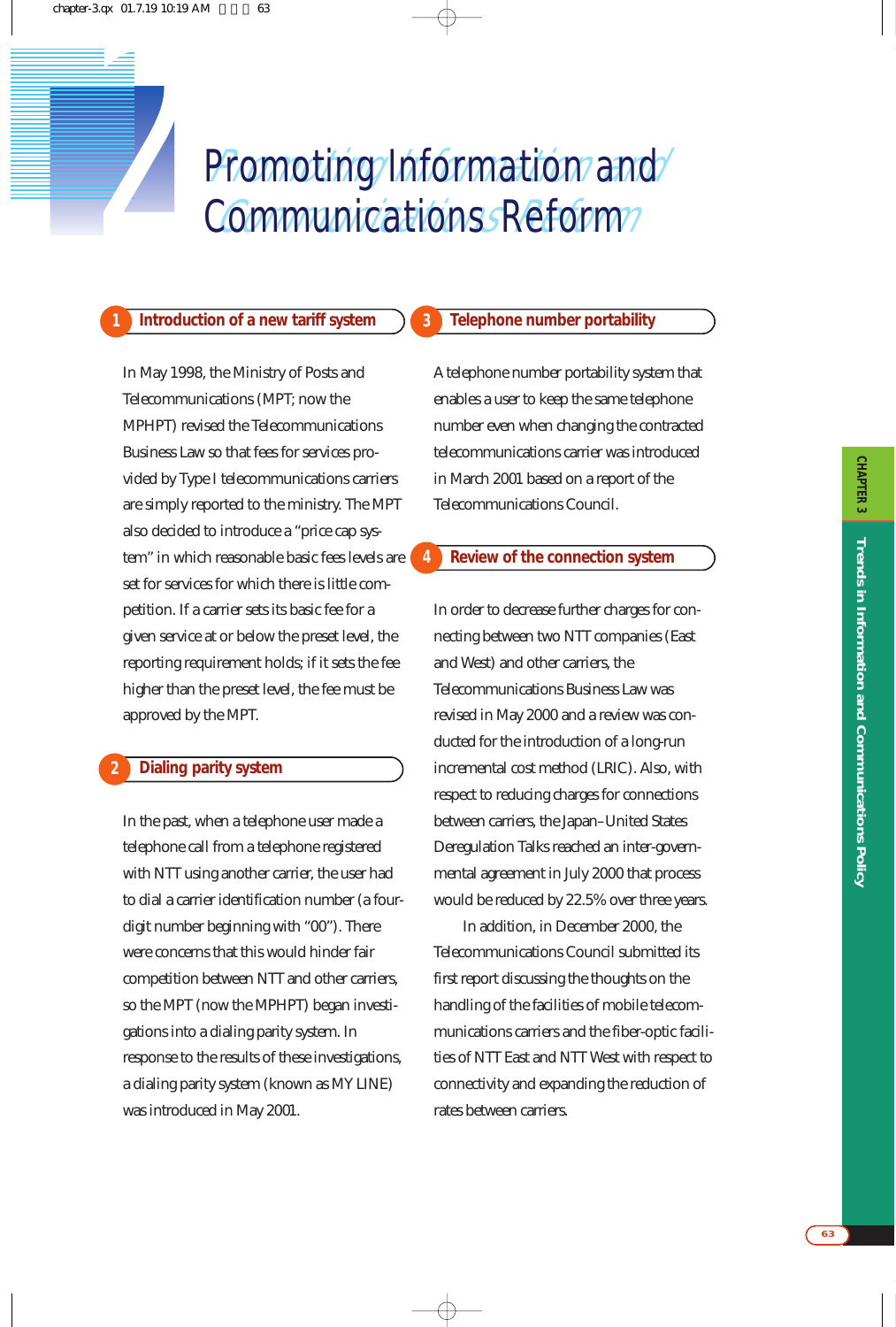# 7 Promoting Information and Communications Reform

## 1 Introduction of a new tariff system

In May 1998, the Ministry of Posts and Telecommunications (MPT; now the MPHPT) revised the Telecommunications Business Law so that fees for services provided by Type I telecommunications carriers are simply reported to the ministry. The MPT also decided to introduce a "price cap system" in which reasonable basic fees levels are set for services for which there is little competition. If a carrier sets its basic fee for a given service at or below the preset level, the reporting requirement holds; if it sets the fee higher than the preset level, the fee must be approved by the MPT.

## 2 Dialing parity system

In the past, when a telephone user made a telephone call from a telephone registered with NTT using another carrier, the user had to dial a carrier identification number (a four-digit number beginning with "00"). There were concerns that this would hinder fair competition between NTT and other carriers, so the MPT (now the MPHPT) began investigations into a dialing parity system. In response to the results of these investigations, a dialing parity system (known as MY LINE) was introduced in May 2001.

## 3 Telephone number portability

A telephone number portability system that enables a user to keep the same telephone number even when changing the contracted telecommunications carrier was introduced in March 2001 based on a report of the Telecommunications Council.

## 4 Review of the connection system

In order to decrease further charges for connecting between two NTT companies (East and West) and other carriers, the Telecommunications Business Law was revised in May 2000 and a review was conducted for the introduction of a long-run incremental cost method (LRIC). Also, with respect to reducing charges for connections between carriers, the Japan–United States Deregulation Talks reached an inter-governmental agreement in July 2000 that process would be reduced by 22.5% over three years.

In addition, in December 2000, the Telecommunications Council submitted its first report discussing the thoughts on the handling of the facilities of mobile telecommunications carriers and the fiber-optic facilities of NTT East and NTT West with respect to connectivity and expanding the reduction of rates between carriers.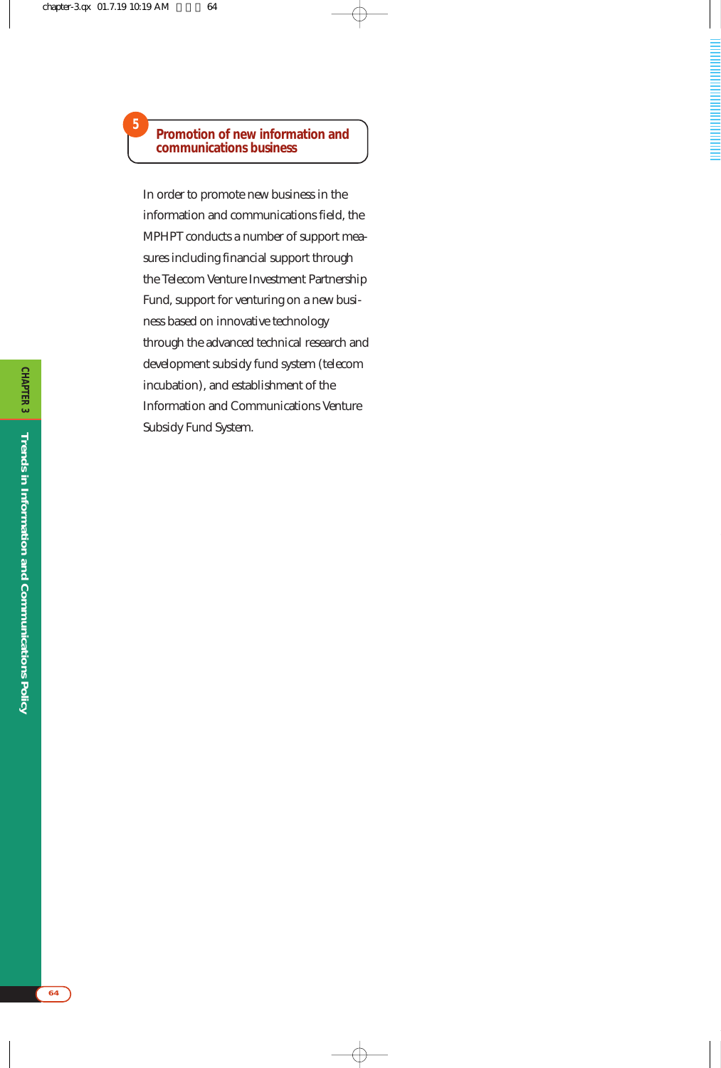## 5 Promotion of new information and communications business

In order to promote new business in the information and communications field, the MPHPT conducts a number of support measures including financial support through the Telecom Venture Investment Partnership Fund, support for venturing on a new business based on innovative technology through the advanced technical research and development subsidy fund system (telecom incubation), and establishment of the Information and Communications Venture Subsidy Fund System.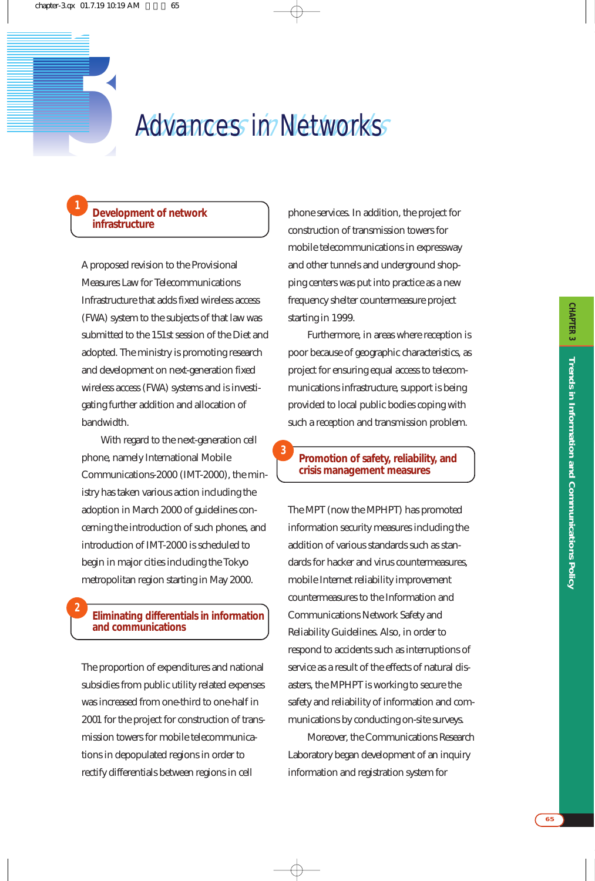# 3 Advances in Networks

## 1 Development of network infrastructure

A proposed revision to the Provisional Measures Law for Telecommunications Infrastructure that adds fixed wireless access (FWA) system to the subjects of that law was submitted to the 151st session of the Diet and adopted. The ministry is promoting research and development on next-generation fixed wireless access (FWA) systems and is investigating further addition and allocation of bandwidth.

With regard to the next-generation cell phone, namely International Mobile Communications-2000 (IMT-2000), the ministry has taken various action including the adoption in March 2000 of guidelines concerning the introduction of such phones, and introduction of IMT-2000 is scheduled to begin in major cities including the Tokyo metropolitan region starting in May 2000.

## 2 Eliminating differentials in information and communications

The proportion of expenditures and national subsidies from public utility related expenses was increased from one-third to one-half in 2001 for the project for construction of transmission towers for mobile telecommunications in depopulated regions in order to rectify differentials between regions in cell phone services. In addition, the project for construction of transmission towers for mobile telecommunications in expressway and other tunnels and underground shopping centers was put into practice as a new frequency shelter countermeasure project starting in 1999.

Furthermore, in areas where reception is poor because of geographic characteristics, as project for ensuring equal access to telecommunications infrastructure, support is being provided to local public bodies coping with such a reception and transmission problem.

## 3 Promotion of safety, reliability, and crisis management measures

The MPT (now the MPHPT) has promoted information security measures including the addition of various standards such as standards for hacker and virus countermeasures, mobile Internet reliability improvement countermeasures to the Information and Communications Network Safety and Reliability Guidelines. Also, in order to respond to accidents such as interruptions of service as a result of the effects of natural disasters, the MPHPT is working to secure the safety and reliability of information and communications by conducting on-site surveys.

Moreover, the Communications Research Laboratory began development of an inquiry information and registration system for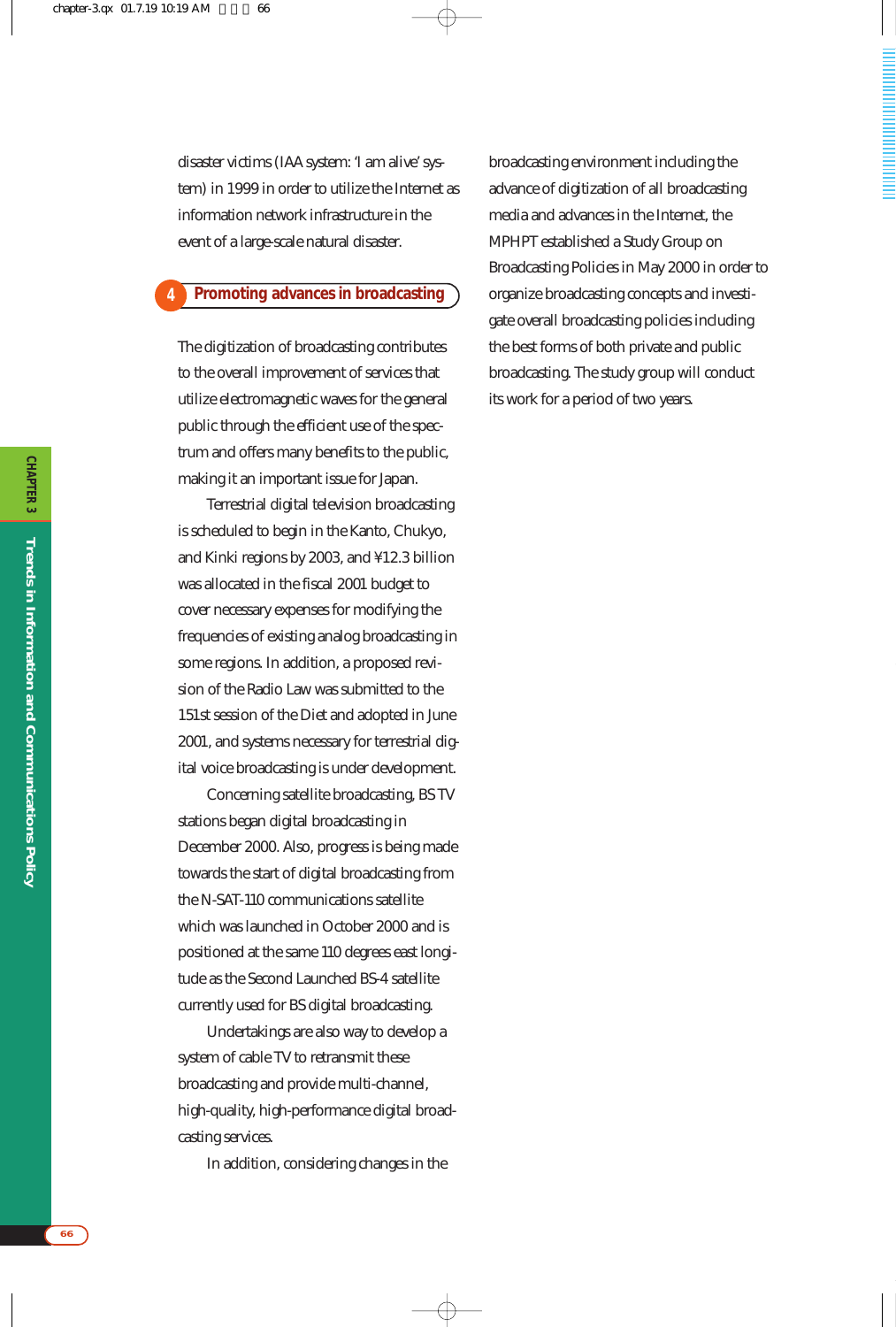disaster victims (IAA system: 'I am alive' system) in 1999 in order to utilize the Internet as information network infrastructure in the event of a large-scale natural disaster.

## 4 Promoting advances in broadcasting

The digitization of broadcasting contributes to the overall improvement of services that utilize electromagnetic waves for the general public through the efficient use of the spectrum and offers many benefits to the public, making it an important issue for Japan.

Terrestrial digital television broadcasting is scheduled to begin in the Kanto, Chukyo, and Kinki regions by 2003, and ¥12.3 billion was allocated in the fiscal 2001 budget to cover necessary expenses for modifying the frequencies of existing analog broadcasting in some regions. In addition, a proposed revision of the Radio Law was submitted to the 151st session of the Diet and adopted in June 2001, and systems necessary for terrestrial digital voice broadcasting is under development.

Concerning satellite broadcasting, BS TV stations began digital broadcasting in December 2000. Also, progress is being made towards the start of digital broadcasting from the N-SAT-110 communications satellite which was launched in October 2000 and is positioned at the same 110 degrees east longitude as the Second Launched BS-4 satellite currently used for BS digital broadcasting.

Undertakings are also way to develop a system of cable TV to retransmit these broadcasting and provide multi-channel, high-quality, high-performance digital broadcasting services.

In addition, considering changes in the broadcasting environment including the advance of digitization of all broadcasting media and advances in the Internet, the MPHPT established a Study Group on Broadcasting Policies in May 2000 in order to organize broadcasting concepts and investigate overall broadcasting policies including the best forms of both private and public broadcasting. The study group will conduct its work for a period of two years.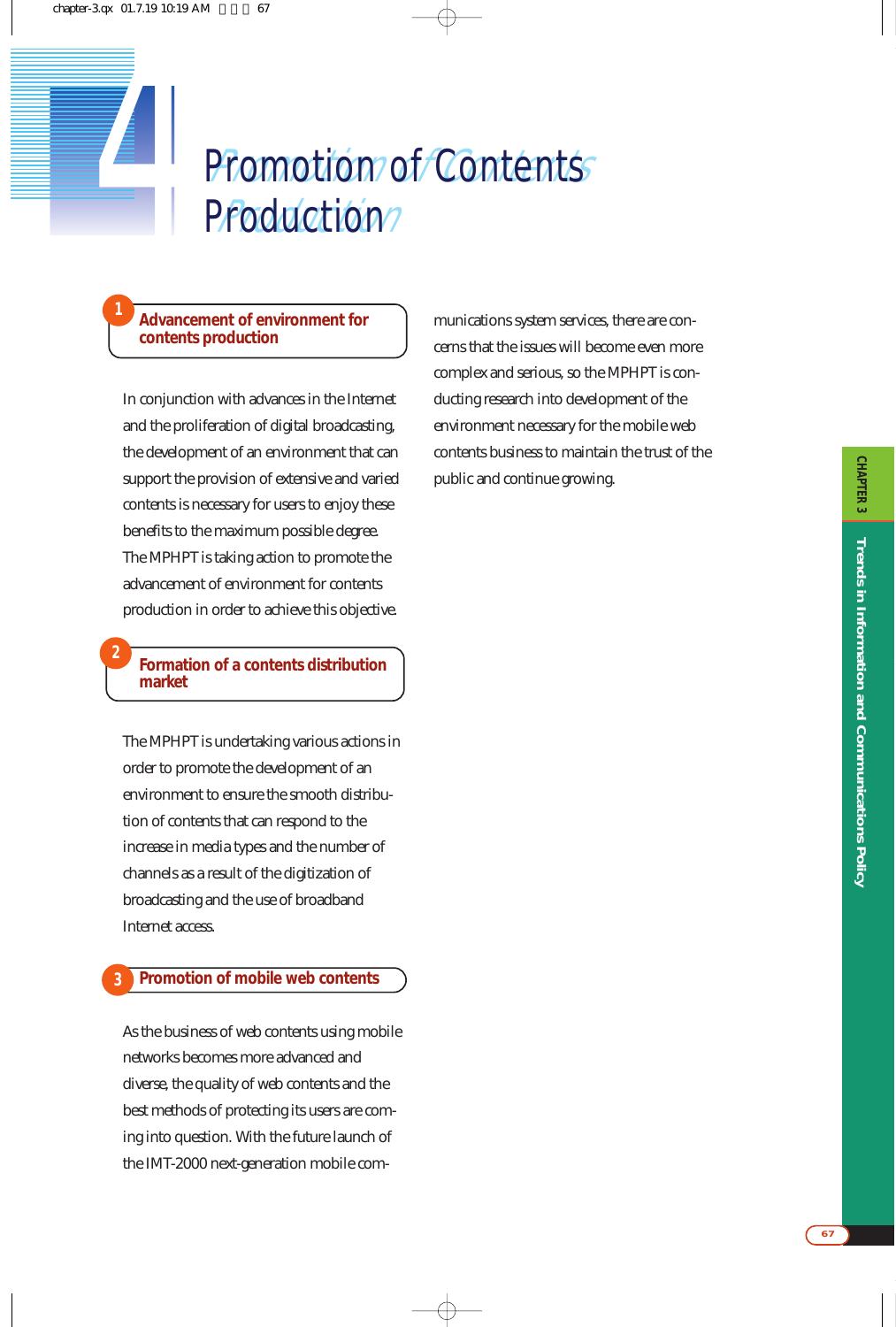# 4 Promotion of Contents Production

## 1 Advancement of environment for contents production

In conjunction with advances in the Internet and the proliferation of digital broadcasting, the development of an environment that can support the provision of extensive and varied contents is necessary for users to enjoy these benefits to the maximum possible degree. The MPHPT is taking action to promote the advancement of environment for contents production in order to achieve this objective.

## 2 Formation of a contents distribution market

The MPHPT is undertaking various actions in order to promote the development of an environment to ensure the smooth distribution of contents that can respond to the increase in media types and the number of channels as a result of the digitization of broadcasting and the use of broadband Internet access.

## 3 Promotion of mobile web contents

As the business of web contents using mobile networks becomes more advanced and diverse, the quality of web contents and the best methods of protecting its users are coming into question. With the future launch of the IMT-2000 next-generation mobile communications system services, there are concerns that the issues will become even more complex and serious, so the MPHPT is conducting research into development of the environment necessary for the mobile web contents business to maintain the trust of the public and continue growing.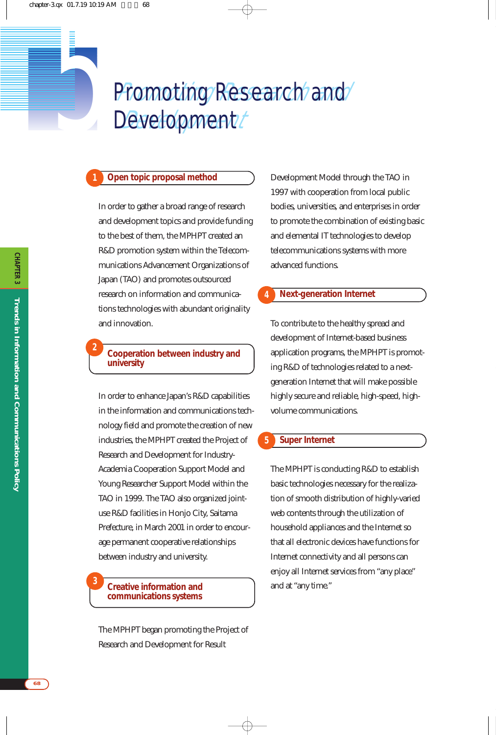# 5 Promoting Research and Development

## 1 Open topic proposal method

In order to gather a broad range of research and development topics and provide funding to the best of them, the MPHPT created an R&D promotion system within the Telecommunications Advancement Organizations of Japan (TAO) and promotes outsourced research on information and communications technologies with abundant originality and innovation.

## 2 Cooperation between industry and university

In order to enhance Japan's R&D capabilities in the information and communications technology field and promote the creation of new industries, the MPHPT created the Project of Research and Development for Industry-Academia Cooperation Support Model and Young Researcher Support Model within the TAO in 1999. The TAO also organized joint-use R&D facilities in Honjo City, Saitama Prefecture, in March 2001 in order to encourage permanent cooperative relationships between industry and university.

## 3 Creative information and communications systems

The MPHPT began promoting the Project of Research and Development for Result Development Model through the TAO in 1997 with cooperation from local public bodies, universities, and enterprises in order to promote the combination of existing basic and elemental IT technologies to develop telecommunications systems with more advanced functions.

## 4 Next-generation Internet

To contribute to the healthy spread and development of Internet-based business application programs, the MPHPT is promoting R&D of technologies related to a next-generation Internet that will make possible highly secure and reliable, high-speed, high-volume communications.

## 5 Super Internet

The MPHPT is conducting R&D to establish basic technologies necessary for the realization of smooth distribution of highly-varied web contents through the utilization of household appliances and the Internet so that all electronic devices have functions for Internet connectivity and all persons can enjoy all Internet services from "any place" and at "any time."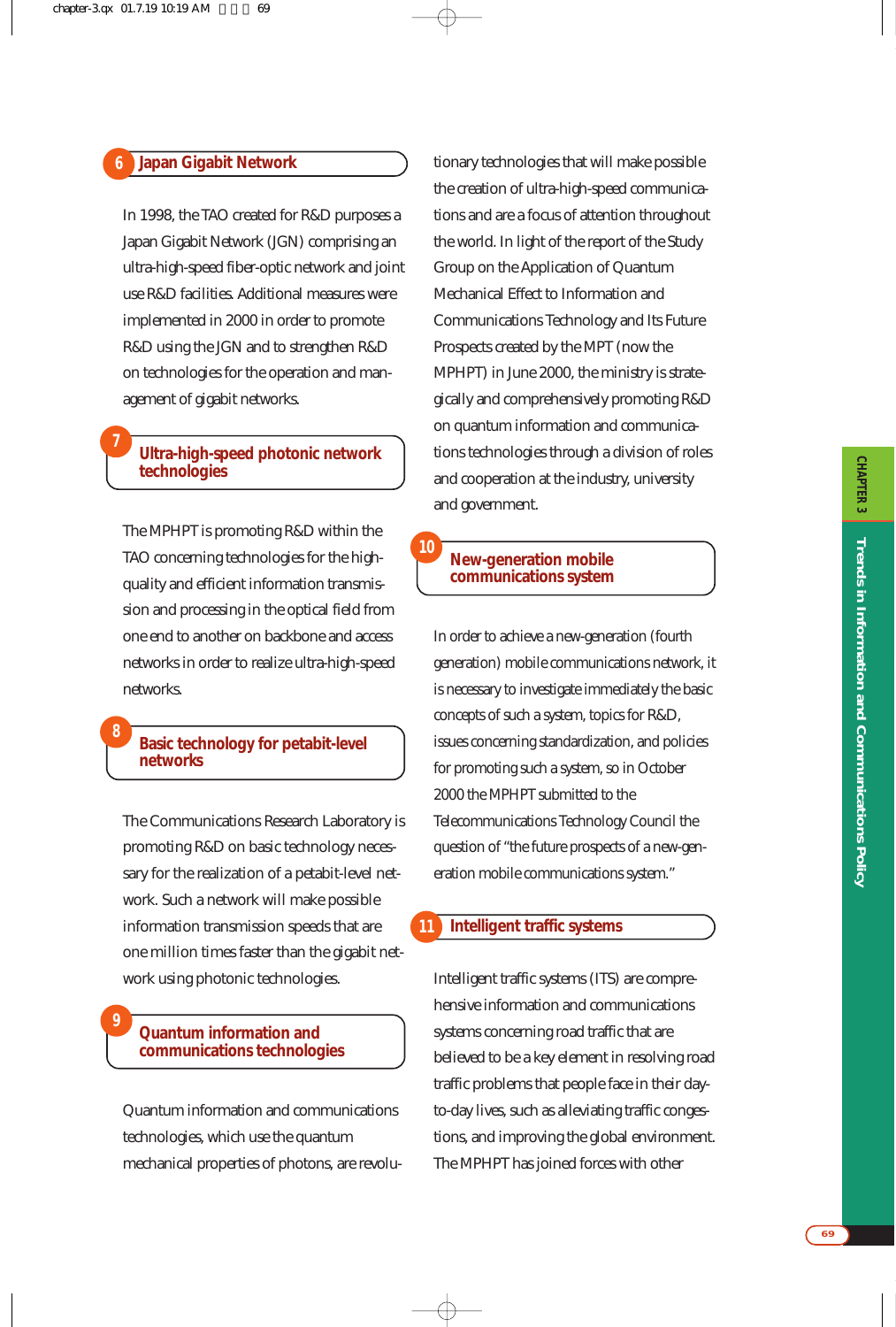### 6 Japan Gigabit Network

In 1998, the TAO created for R&D purposes a Japan Gigabit Network (JGN) comprising an ultra-high-speed fiber-optic network and joint use R&D facilities. Additional measures were implemented in 2000 in order to promote R&D using the JGN and to strengthen R&D on technologies for the operation and management of gigabit networks.

### 7 Ultra-high-speed photonic network technologies

The MPHPT is promoting R&D within the TAO concerning technologies for the high-quality and efficient information transmission and processing in the optical field from one end to another on backbone and access networks in order to realize ultra-high-speed networks.

### 8 Basic technology for petabit-level networks

The Communications Research Laboratory is promoting R&D on basic technology necessary for the realization of a petabit-level network. Such a network will make possible information transmission speeds that are one million times faster than the gigabit network using photonic technologies.

### 9 Quantum information and communications technologies

Quantum information and communications technologies, which use the quantum mechanical properties of photons, are revolutionary technologies that will make possible the creation of ultra-high-speed communications and are a focus of attention throughout the world. In light of the report of the Study Group on the Application of Quantum Mechanical Effect to Information and Communications Technology and Its Future Prospects created by the MPT (now the MPHPT) in June 2000, the ministry is strategically and comprehensively promoting R&D on quantum information and communications technologies through a division of roles and cooperation at the industry, university and government.

### 10 New-generation mobile communications system

In order to achieve a new-generation (fourth generation) mobile communications network, it is necessary to investigate immediately the basic concepts of such a system, topics for R&D, issues concerning standardization, and policies for promoting such a system, so in October 2000 the MPHPT submitted to the Telecommunications Technology Council the question of “the future prospects of a new-generation mobile communications system.”

### 11 Intelligent traffic systems

Intelligent traffic systems (ITS) are comprehensive information and communications systems concerning road traffic that are believed to be a key element in resolving road traffic problems that people face in their day-to-day lives, such as alleviating traffic congestions, and improving the global environment. The MPHPT has joined forces with other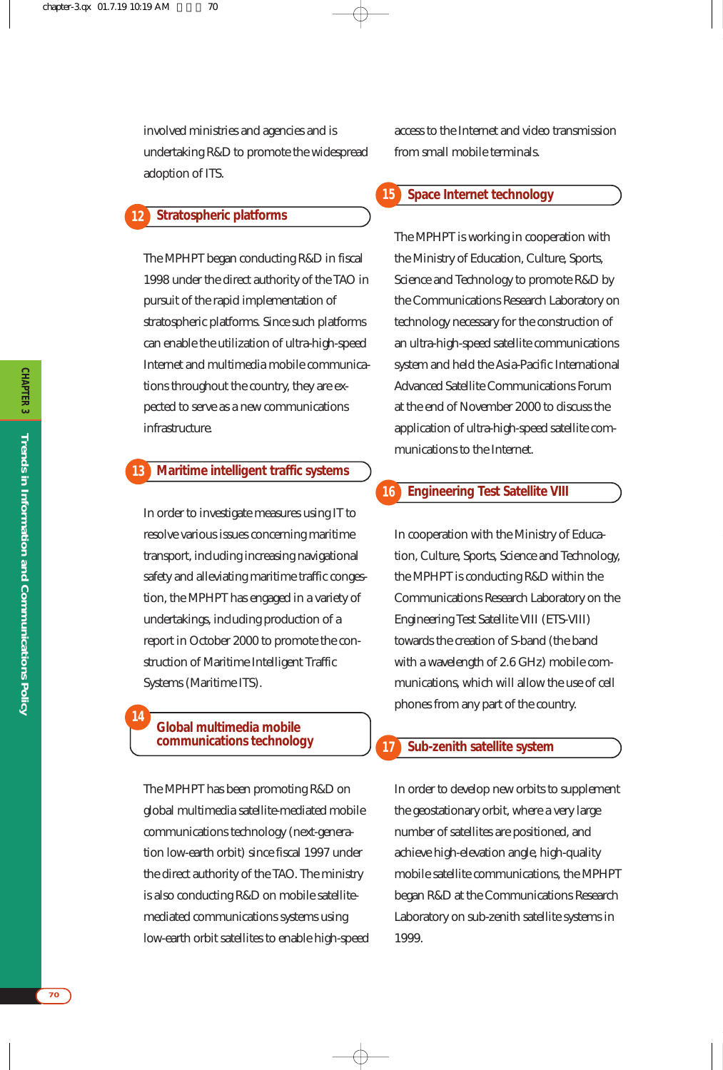involved ministries and agencies and is undertaking R&D to promote the widespread adoption of ITS.

### 12 Stratospheric platforms

The MPHPT began conducting R&D in fiscal 1998 under the direct authority of the TAO in pursuit of the rapid implementation of stratospheric platforms. Since such platforms can enable the utilization of ultra-high-speed Internet and multimedia mobile communications throughout the country, they are expected to serve as a new communications infrastructure.

### 13 Maritime intelligent traffic systems

In order to investigate measures using IT to resolve various issues concerning maritime transport, including increasing navigational safety and alleviating maritime traffic congestion, the MPHPT has engaged in a variety of undertakings, including production of a report in October 2000 to promote the construction of Maritime Intelligent Traffic Systems (Maritime ITS).

### 14 Global multimedia mobile communications technology

The MPHPT has been promoting R&D on global multimedia satellite-mediated mobile communications technology (next-generation low-earth orbit) since fiscal 1997 under the direct authority of the TAO. The ministry is also conducting R&D on mobile satellite-mediated communications systems using low-earth orbit satellites to enable high-speed access to the Internet and video transmission from small mobile terminals.

### 15 Space Internet technology

The MPHPT is working in cooperation with the Ministry of Education, Culture, Sports, Science and Technology to promote R&D by the Communications Research Laboratory on technology necessary for the construction of an ultra-high-speed satellite communications system and held the Asia-Pacific International Advanced Satellite Communications Forum at the end of November 2000 to discuss the application of ultra-high-speed satellite communications to the Internet.

### 16 Engineering Test Satellite VIII

In cooperation with the Ministry of Education, Culture, Sports, Science and Technology, the MPHPT is conducting R&D within the Communications Research Laboratory on the Engineering Test Satellite VIII (ETS-VIII) towards the creation of S-band (the band with a wavelength of 2.6 GHz) mobile communications, which will allow the use of cell phones from any part of the country.

### 17 Sub-zenith satellite system

In order to develop new orbits to supplement the geostationary orbit, where a very large number of satellites are positioned, and achieve high-elevation angle, high-quality mobile satellite communications, the MPHPT began R&D at the Communications Research Laboratory on sub-zenith satellite systems in 1999.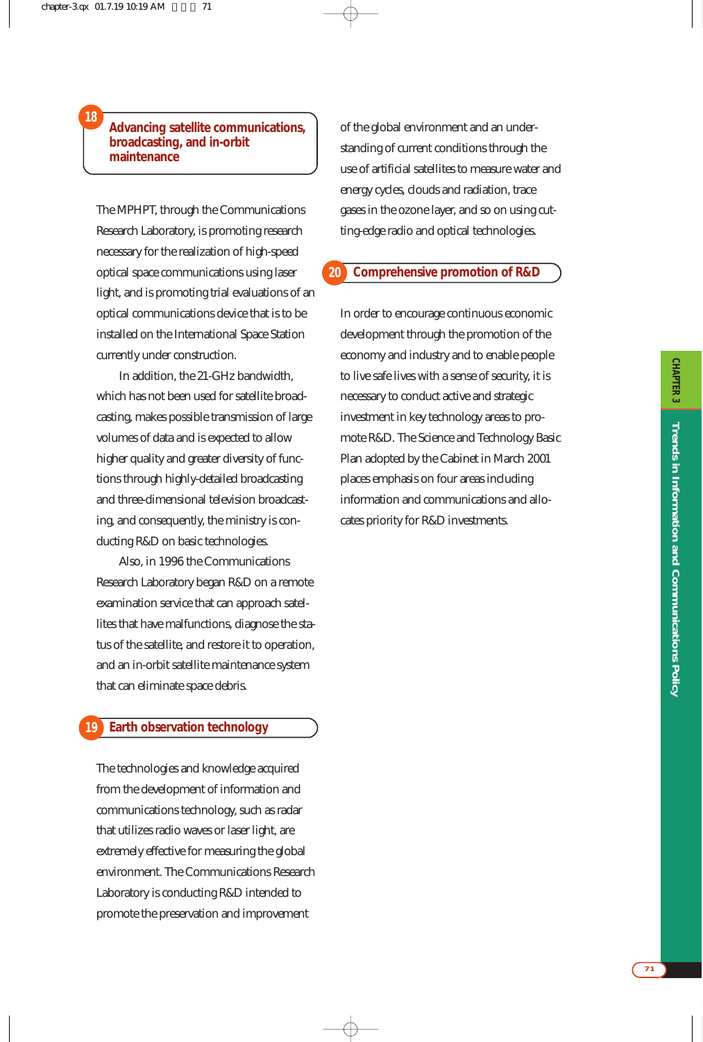## 18 Advancing satellite communications, broadcasting, and in-orbit maintenance

The MPHPT, through the Communications Research Laboratory, is promoting research necessary for the realization of high-speed optical space communications using laser light, and is promoting trial evaluations of an optical communications device that is to be installed on the International Space Station currently under construction.

In addition, the 21-GHz bandwidth, which has not been used for satellite broadcasting, makes possible transmission of large volumes of data and is expected to allow higher quality and greater diversity of functions through highly-detailed broadcasting and three-dimensional television broadcasting, and consequently, the ministry is conducting R&D on basic technologies.

Also, in 1996 the Communications Research Laboratory began R&D on a remote examination service that can approach satellites that have malfunctions, diagnose the status of the satellite, and restore it to operation, and an in-orbit satellite maintenance system that can eliminate space debris.

## 19 Earth observation technology

The technologies and knowledge acquired from the development of information and communications technology, such as radar that utilizes radio waves or laser light, are extremely effective for measuring the global environment. The Communications Research Laboratory is conducting R&D intended to promote the preservation and improvement of the global environment and an understanding of current conditions through the use of artificial satellites to measure water and energy cycles, clouds and radiation, trace gases in the ozone layer, and so on using cutting-edge radio and optical technologies.

## 20 Comprehensive promotion of R&D

In order to encourage continuous economic development through the promotion of the economy and industry and to enable people to live safe lives with a sense of security, it is necessary to conduct active and strategic investment in key technology areas to promote R&D. The Science and Technology Basic Plan adopted by the Cabinet in March 2001 places emphasis on four areas including information and communications and allocates priority for R&D investments.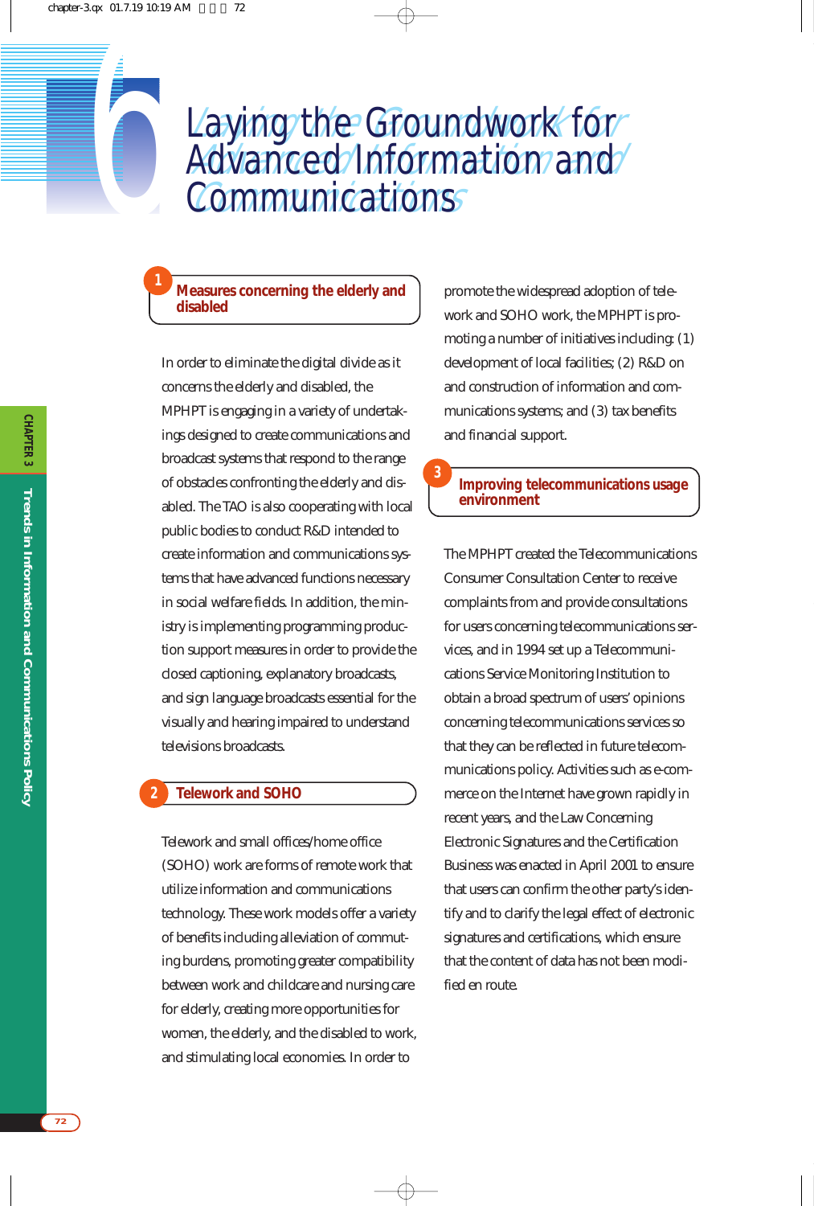# 6 Laying the Groundwork for Advanced Information and Communications

## 1 Measures concerning the elderly and disabled

In order to eliminate the digital divide as it concerns the elderly and disabled, the MPHPT is engaging in a variety of undertakings designed to create communications and broadcast systems that respond to the range of obstacles confronting the elderly and disabled. The TAO is also cooperating with local public bodies to conduct R&D intended to create information and communications systems that have advanced functions necessary in social welfare fields. In addition, the ministry is implementing programming production support measures in order to provide the closed captioning, explanatory broadcasts, and sign language broadcasts essential for the visually and hearing impaired to understand televisions broadcasts.

## 2 Telework and SOHO

Telework and small offices/home office (SOHO) work are forms of remote work that utilize information and communications technology. These work models offer a variety of benefits including alleviation of commuting burdens, promoting greater compatibility between work and childcare and nursing care for elderly, creating more opportunities for women, the elderly, and the disabled to work, and stimulating local economies. In order to promote the widespread adoption of telework and SOHO work, the MPHPT is promoting a number of initiatives including: (1) development of local facilities; (2) R&D on and construction of information and communications systems; and (3) tax benefits and financial support.

## 3 Improving telecommunications usage environment

The MPHPT created the Telecommunications Consumer Consultation Center to receive complaints from and provide consultations for users concerning telecommunications services, and in 1994 set up a Telecommunications Service Monitoring Institution to obtain a broad spectrum of users' opinions concerning telecommunications services so that they can be reflected in future telecommunications policy. Activities such as e-commerce on the Internet have grown rapidly in recent years, and the Law Concerning Electronic Signatures and the Certification Business was enacted in April 2001 to ensure that users can confirm the other party's identify and to clarify the legal effect of electronic signatures and certifications, which ensure that the content of data has not been modified en route.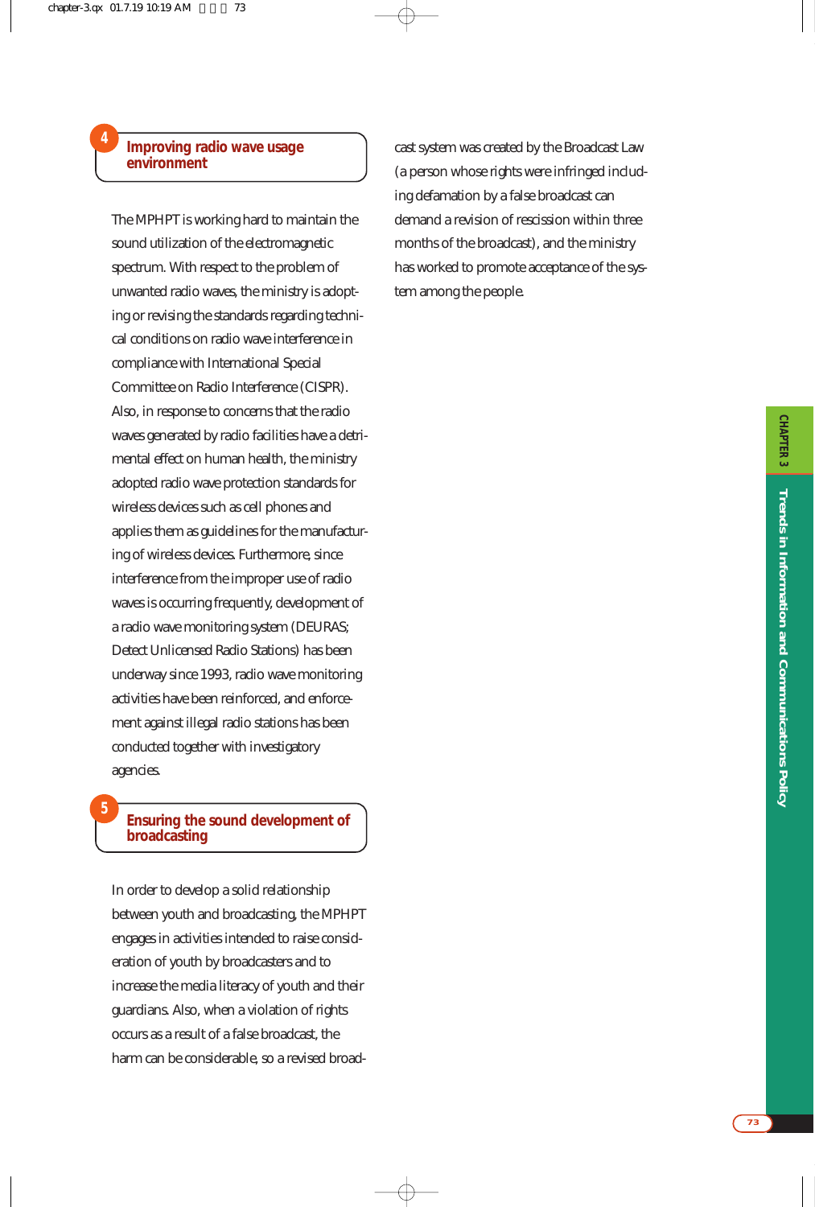## 4 Improving radio wave usage environment

The MPHPT is working hard to maintain the sound utilization of the electromagnetic spectrum. With respect to the problem of unwanted radio waves, the ministry is adopting or revising the standards regarding technical conditions on radio wave interference in compliance with International Special Committee on Radio Interference (CISPR). Also, in response to concerns that the radio waves generated by radio facilities have a detrimental effect on human health, the ministry adopted radio wave protection standards for wireless devices such as cell phones and applies them as guidelines for the manufacturing of wireless devices. Furthermore, since interference from the improper use of radio waves is occurring frequently, development of a radio wave monitoring system (DEURAS; Detect Unlicensed Radio Stations) has been underway since 1993, radio wave monitoring activities have been reinforced, and enforcement against illegal radio stations has been conducted together with investigatory agencies.

## 5 Ensuring the sound development of broadcasting

In order to develop a solid relationship between youth and broadcasting, the MPHPT engages in activities intended to raise consideration of youth by broadcasters and to increase the media literacy of youth and their guardians. Also, when a violation of rights occurs as a result of a false broadcast, the harm can be considerable, so a revised broadcast system was created by the Broadcast Law (a person whose rights were infringed including defamation by a false broadcast can demand a revision of rescission within three months of the broadcast), and the ministry has worked to promote acceptance of the system among the people.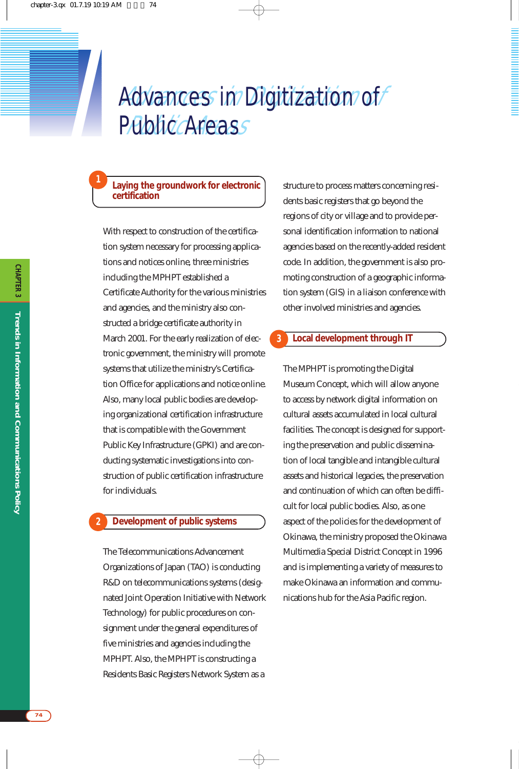# Advances in Digitization of Public Areas

## 1 Laying the groundwork for electronic certification

With respect to construction of the certification system necessary for processing applications and notices online, three ministries including the MPHPT established a Certificate Authority for the various ministries and agencies, and the ministry also constructed a bridge certificate authority in March 2001. For the early realization of electronic government, the ministry will promote systems that utilize the ministry's Certification Office for applications and notice online. Also, many local public bodies are developing organizational certification infrastructure that is compatible with the Government Public Key Infrastructure (GPKI) and are conducting systematic investigations into construction of public certification infrastructure for individuals.

## 2 Development of public systems

The Telecommunications Advancement Organizations of Japan (TAO) is conducting R&D on telecommunications systems (designated Joint Operation Initiative with Network Technology) for public procedures on consignment under the general expenditures of five ministries and agencies including the MPHPT. Also, the MPHPT is constructing a Residents Basic Registers Network System as a structure to process matters concerning residents basic registers that go beyond the regions of city or village and to provide personal identification information to national agencies based on the recently-added resident code. In addition, the government is also promoting construction of a geographic information system (GIS) in a liaison conference with other involved ministries and agencies.

## 3 Local development through IT

The MPHPT is promoting the Digital Museum Concept, which will allow anyone to access by network digital information on cultural assets accumulated in local cultural facilities. The concept is designed for supporting the preservation and public dissemination of local tangible and intangible cultural assets and historical legacies, the preservation and continuation of which can often be difficult for local public bodies. Also, as one aspect of the policies for the development of Okinawa, the ministry proposed the Okinawa Multimedia Special District Concept in 1996 and is implementing a variety of measures to make Okinawa an information and communications hub for the Asia Pacific region.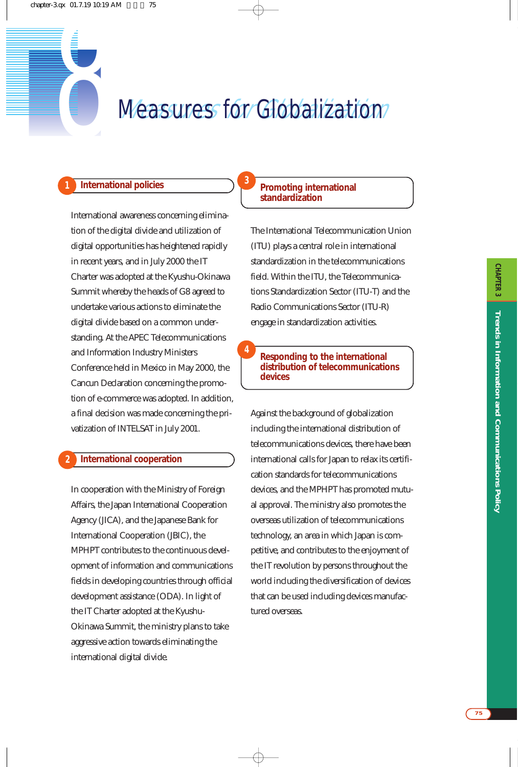# 8 Measures for Globalization

## 1 International policies

International awareness concerning elimination of the digital divide and utilization of digital opportunities has heightened rapidly in recent years, and in July 2000 the IT Charter was adopted at the Kyushu-Okinawa Summit whereby the heads of G8 agreed to undertake various actions to eliminate the digital divide based on a common understanding. At the APEC Telecommunications and Information Industry Ministers Conference held in Mexico in May 2000, the Cancun Declaration concerning the promotion of e-commerce was adopted. In addition, a final decision was made concerning the privatization of INTELSAT in July 2001.

## 2 International cooperation

In cooperation with the Ministry of Foreign Affairs, the Japan International Cooperation Agency (JICA), and the Japanese Bank for International Cooperation (JBIC), the MPHPT contributes to the continuous development of information and communications fields in developing countries through official development assistance (ODA). In light of the IT Charter adopted at the Kyushu-Okinawa Summit, the ministry plans to take aggressive action towards eliminating the international digital divide.

## 3 Promoting international standardization

The International Telecommunication Union (ITU) plays a central role in international standardization in the telecommunications field. Within the ITU, the Telecommunications Standardization Sector (ITU-T) and the Radio Communications Sector (ITU-R) engage in standardization activities.

## 4 Responding to the international distribution of telecommunications devices

Against the background of globalization including the international distribution of telecommunications devices, there have been international calls for Japan to relax its certification standards for telecommunications devices, and the MPHPT has promoted mutual approval. The ministry also promotes the overseas utilization of telecommunications technology, an area in which Japan is competitive, and contributes to the enjoyment of the IT revolution by persons throughout the world including the diversification of devices that can be used including devices manufactured overseas.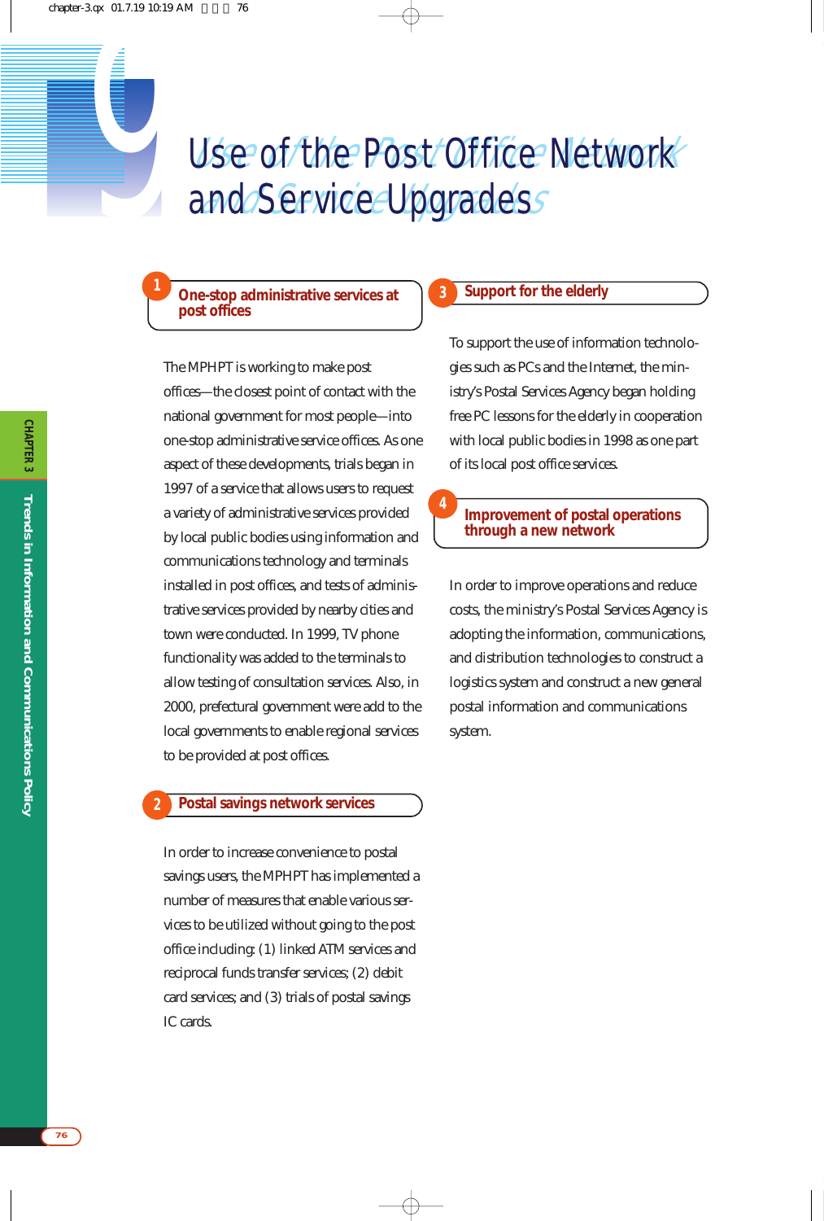# 9 Use of the Post Office Network and Service Upgrades

## 1 One-stop administrative services at post offices

The MPHPT is working to make post offices—the closest point of contact with the national government for most people—into one-stop administrative service offices. As one aspect of these developments, trials began in 1997 of a service that allows users to request a variety of administrative services provided by local public bodies using information and communications technology and terminals installed in post offices, and tests of administrative services provided by nearby cities and town were conducted. In 1999, TV phone functionality was added to the terminals to allow testing of consultation services. Also, in 2000, prefectural government were add to the local governments to enable regional services to be provided at post offices.

## 2 Postal savings network services

In order to increase convenience to postal savings users, the MPHPT has implemented a number of measures that enable various services to be utilized without going to the post office including: (1) linked ATM services and reciprocal funds transfer services; (2) debit card services; and (3) trials of postal savings IC cards.

## 3 Support for the elderly

To support the use of information technologies such as PCs and the Internet, the ministry's Postal Services Agency began holding free PC lessons for the elderly in cooperation with local public bodies in 1998 as one part of its local post office services.

## 4 Improvement of postal operations through a new network

In order to improve operations and reduce costs, the ministry's Postal Services Agency is adopting the information, communications, and distribution technologies to construct a logistics system and construct a new general postal information and communications system.